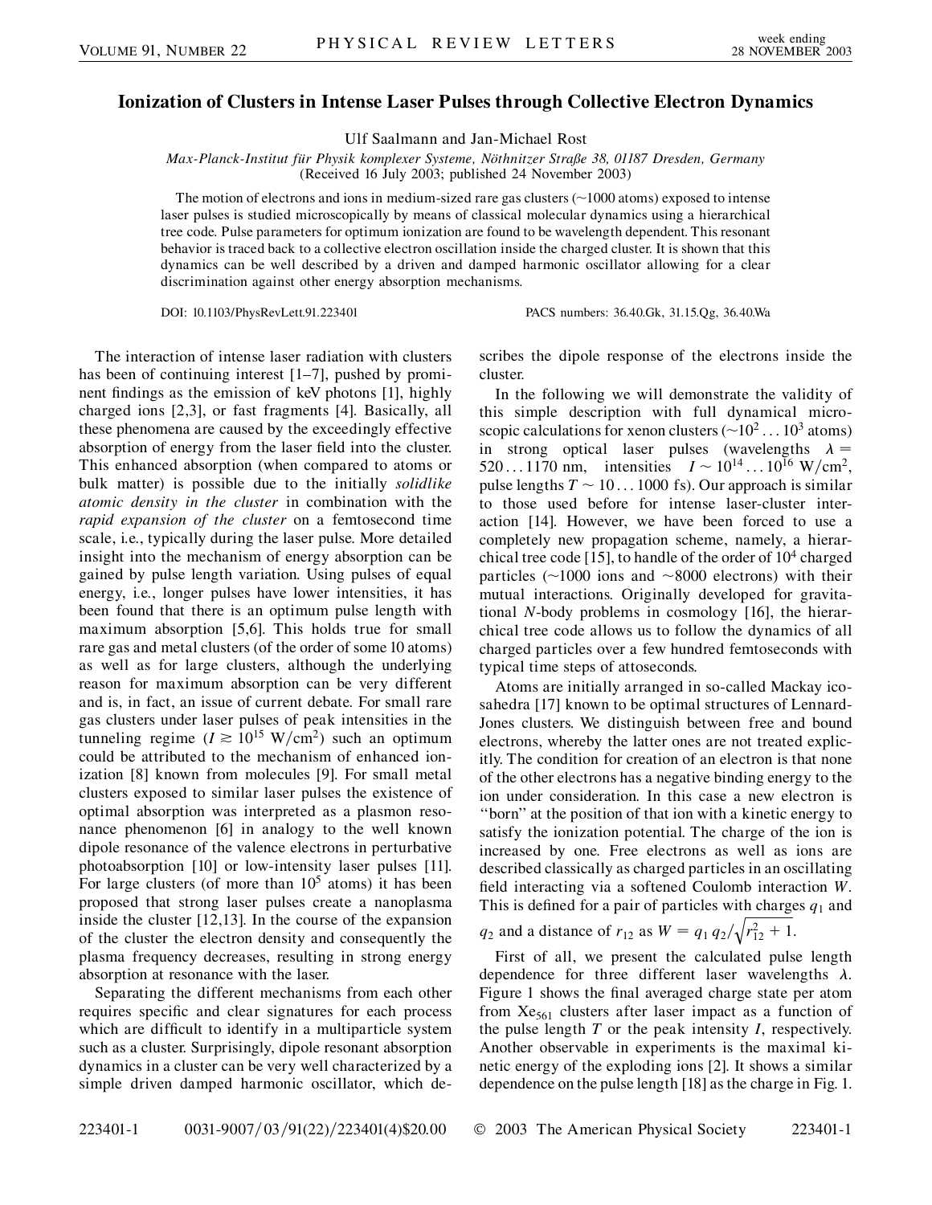# Ionization of Clusters in Intense Laser Pulses through Collective Electron Dynamics

Ulf Saalmann and Jan-Michael Rost

*Max-Planck-Institut für Physik komplexer Systeme, Nöthnitzer Straße 38, 01187 Dresden, Germany*
(Received 16 July 2003; published 24 November 2003)

The motion of electrons and ions in medium-sized rare gas clusters (~1000 atoms) exposed to intense laser pulses is studied microscopically by means of classical molecular dynamics using a hierarchical tree code. Pulse parameters for optimum ionization are found to be wavelength dependent. This resonant behavior is traced back to a collective electron oscillation inside the charged cluster. It is shown that this dynamics can be well described by a driven and damped harmonic oscillator allowing for a clear discrimination against other energy absorption mechanisms.

DOI: 10.1103/PhysRevLett.91.223401 PACS numbers: 36.40.Gk, 31.15.Qg, 36.40.Wa

The interaction of intense laser radiation with clusters has been of continuing interest [1–7], pushed by prominent findings as the emission of keV photons [1], highly charged ions [2,3], or fast fragments [4]. Basically, all these phenomena are caused by the exceedingly effective absorption of energy from the laser field into the cluster. This enhanced absorption (when compared to atoms or bulk matter) is possible due to the initially *solidlike atomic density in the cluster* in combination with the *rapid expansion of the cluster* on a femtosecond time scale, i.e., typically during the laser pulse. More detailed insight into the mechanism of energy absorption can be gained by pulse length variation. Using pulses of equal energy, i.e., longer pulses have lower intensities, it has been found that there is an optimum pulse length with maximum absorption [5,6]. This holds true for small rare gas and metal clusters (of the order of some 10 atoms) as well as for large clusters, although the underlying reason for maximum absorption can be very different and is, in fact, an issue of current debate. For small rare gas clusters under laser pulses of peak intensities in the tunneling regime ($I \gtrsim 10^{15}$ W/cm$^2$) such an optimum could be attributed to the mechanism of enhanced ionization [8] known from molecules [9]. For small metal clusters exposed to similar laser pulses the existence of optimal absorption was interpreted as a plasmon resonance phenomenon [6] in analogy to the well known dipole resonance of the valence electrons in perturbative photoabsorption [10] or low-intensity laser pulses [11]. For large clusters (of more than $10^5$ atoms) it has been proposed that strong laser pulses create a nanoplasma inside the cluster [12,13]. In the course of the expansion of the cluster the electron density and consequently the plasma frequency decreases, resulting in strong energy absorption at resonance with the laser.

Separating the different mechanisms from each other requires specific and clear signatures for each process which are difficult to identify in a multiparticle system such as a cluster. Surprisingly, dipole resonant absorption dynamics in a cluster can be very well characterized by a simple driven damped harmonic oscillator, which describes the dipole response of the electrons inside the cluster.

In the following we will demonstrate the validity of this simple description with full dynamical microscopic calculations for xenon clusters ($\sim 10^2 \ldots 10^3$ atoms) in strong optical laser pulses (wavelengths $\lambda = 520 \ldots 1170$ nm, intensities $I \sim 10^{14} \ldots 10^{16}$ W/cm$^2$, pulse lengths $T \sim 10 \ldots 1000$ fs). Our approach is similar to those used before for intense laser-cluster interaction [14]. However, we have been forced to use a completely new propagation scheme, namely, a hierarchical tree code [15], to handle of the order of $10^4$ charged particles (~1000 ions and ~8000 electrons) with their mutual interactions. Originally developed for gravitational $N$-body problems in cosmology [16], the hierarchical tree code allows us to follow the dynamics of all charged particles over a few hundred femtoseconds with typical time steps of attoseconds.

Atoms are initially arranged in so-called Mackay icosahedra [17] known to be optimal structures of Lennard-Jones clusters. We distinguish between free and bound electrons, whereby the latter ones are not treated explicitly. The condition for creation of an electron is that none of the other electrons has a negative binding energy to the ion under consideration. In this case a new electron is "born" at the position of that ion with a kinetic energy to satisfy the ionization potential. The charge of the ion is increased by one. Free electrons as well as ions are described classically as charged particles in an oscillating field interacting via a softened Coulomb interaction $W$. This is defined for a pair of particles with charges $q_1$ and $q_2$ and a distance of $r_{12}$ as $W = q_1 q_2/\sqrt{r_{12}^2 + 1}$.

First of all, we present the calculated pulse length dependence for three different laser wavelengths $\lambda$. Figure 1 shows the final averaged charge state per atom from $Xe_{561}$ clusters after laser impact as a function of the pulse length $T$ or the peak intensity $I$, respectively. Another observable in experiments is the maximal kinetic energy of the exploding ions [2]. It shows a similar dependence on the pulse length [18] as the charge in Fig. 1.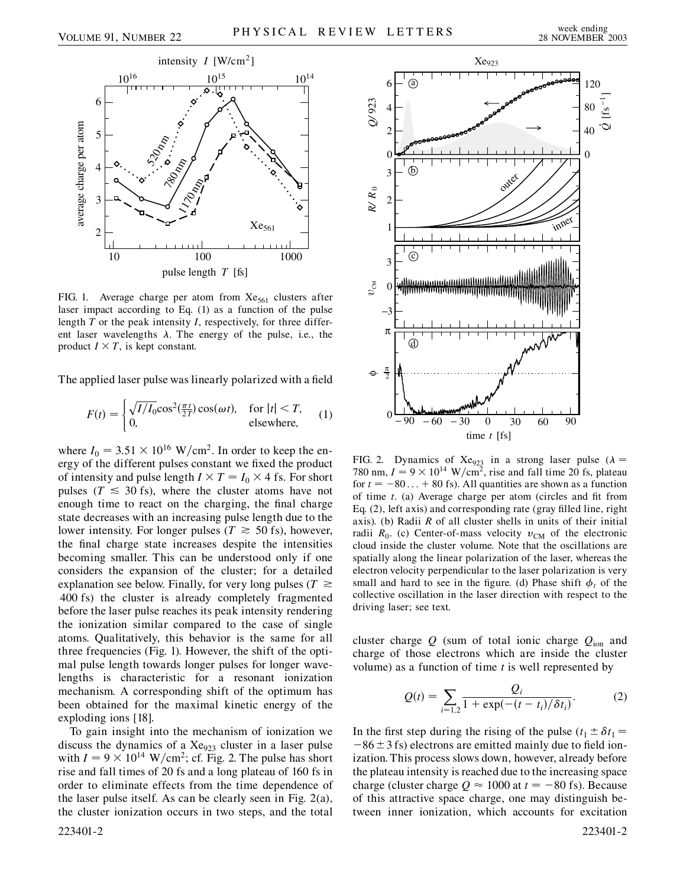FIG. 1. Average charge per atom from $Xe_{561}$ clusters after laser impact according to Eq. (1) as a function of the pulse length $T$ or the peak intensity $I$, respectively, for three different laser wavelengths $\lambda$. The energy of the pulse, i.e., the product $I \times T$, is kept constant.

The applied laser pulse was linearly polarized with a field

$$F(t) = \begin{cases} \sqrt{I/I_0}\cos^2(\frac{\pi t}{2T})\cos(\omega t), & \text{for } |t| < T, \\ 0, & \text{elsewhere,} \end{cases} \quad (1)$$

where $I_0 = 3.51 \times 10^{16}$ W/cm$^2$. In order to keep the energy of the different pulses constant we fixed the product of intensity and pulse length $I \times T = I_0 \times 4$ fs. For short pulses ($T \lesssim 30$ fs), where the cluster atoms have not enough time to react on the charging, the final charge state decreases with an increasing pulse length due to the lower intensity. For longer pulses ($T \gtrsim 50$ fs), however, the final charge state increases despite the intensities becoming smaller. This can be understood only if one considers the expansion of the cluster; for a detailed explanation see below. Finally, for very long pulses ($T \gtrsim 400$ fs) the cluster is already completely fragmented before the laser pulse reaches its peak intensity rendering the ionization similar compared to the case of single atoms. Qualitatively, this behavior is the same for all three frequencies (Fig. 1). However, the shift of the optimal pulse length towards longer pulses for longer wavelengths is characteristic for a resonant ionization mechanism. A corresponding shift of the optimum has been obtained for the maximal kinetic energy of the exploding ions [18].

To gain insight into the mechanism of ionization we discuss the dynamics of a $Xe_{923}$ cluster in a laser pulse with $I = 9 \times 10^{14}$ W/cm$^2$; cf. Fig. 2. The pulse has short rise and fall times of 20 fs and a long plateau of 160 fs in order to eliminate effects from the time dependence of the laser pulse itself. As can be clearly seen in Fig. 2(a), the cluster ionization occurs in two steps, and the total cluster charge $Q$ (sum of total ionic charge $Q_{\text{ion}}$ and charge of those electrons which are inside the cluster volume) as a function of time $t$ is well represented by

$$Q(t) = \sum_{i=1,2} \frac{Q_i}{1 + \exp(-(t - t_i)/\delta t_i)}. \quad (2)$$

In the first step during the rising of the pulse ($t_1 \pm \delta t_1 = -86 \pm 3$ fs) electrons are emitted mainly due to field ionization. This process slows down, however, already before the plateau intensity is reached due to the increasing space charge (cluster charge $Q \approx 1000$ at $t = -80$ fs). Because of this attractive space charge, one may distinguish between inner ionization, which accounts for excitation

FIG. 2. Dynamics of $Xe_{923}$ in a strong laser pulse ($\lambda = 780$ nm, $I = 9 \times 10^{14}$ W/cm$^2$, rise and fall time 20 fs, plateau for $t = -80 \ldots +80$ fs). All quantities are shown as a function of time $t$. (a) Average charge per atom (circles and fit from Eq. (2), left axis) and corresponding rate (gray filled line, right axis). (b) Radii $R$ of all cluster shells in units of their initial radii $R_0$. (c) Center-of-mass velocity $v_{\text{CM}}$ of the electronic cloud inside the cluster volume. Note that the oscillations are spatially along the linear polarization of the laser, whereas the electron velocity perpendicular to the laser polarization is very small and hard to see in the figure. (d) Phase shift $\phi_t$ of the collective oscillation in the laser direction with respect to the driving laser; see text.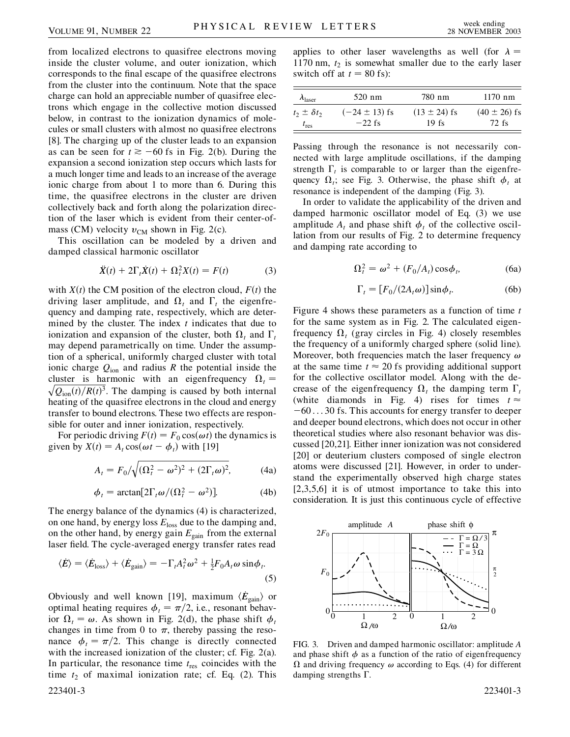from localized electrons to quasifree electrons moving inside the cluster volume, and outer ionization, which corresponds to the final escape of the quasifree electrons from the cluster into the continuum. Note that the space charge can hold an appreciable number of quasifree electrons which engage in the collective motion discussed below, in contrast to the ionization dynamics of molecules or small clusters with almost no quasifree electrons [8]. The charging up of the cluster leads to an expansion as can be seen for $t \gtrsim -60$ fs in Fig. 2(b). During the expansion a second ionization step occurs which lasts for a much longer time and leads to an increase of the average ionic charge from about 1 to more than 6. During this time, the quasifree electrons in the cluster are driven collectively back and forth along the polarization direction of the laser which is evident from their center-of-mass (CM) velocity $v_{\rm CM}$ shown in Fig. 2(c).

This oscillation can be modeled by a driven and damped classical harmonic oscillator

$$\ddot{X}(t) + 2\Gamma_t \dot{X}(t) + \Omega_t^2 X(t) = F(t) \tag{3}$$

with $X(t)$ the CM position of the electron cloud, $F(t)$ the driving laser amplitude, and $\Omega_t$ and $\Gamma_t$ the eigenfrequency and damping rate, respectively, which are determined by the cluster. The index $t$ indicates that due to ionization and expansion of the cluster, both $\Omega_t$ and $\Gamma_t$ may depend parametrically on time. Under the assumption of a spherical, uniformly charged cluster with total ionic charge $Q_{\rm ion}$ and radius $R$ the potential inside the cluster is harmonic with an eigenfrequency $\Omega_t = \sqrt{Q_{\rm ion}(t)/R(t)^3}$. The damping is caused by both internal heating of the quasifree electrons in the cloud and energy transfer to bound electrons. These two effects are responsible for outer and inner ionization, respectively.

For periodic driving $F(t) = F_0 \cos(\omega t)$ the dynamics is given by $X(t) = A_t \cos(\omega t - \phi_t)$ with [19]

$$A_t = F_0 / \sqrt{(\Omega_t^2 - \omega^2)^2 + (2\Gamma_t \omega)^2}, \tag{4a}$$

$$\phi_t = \arctan[2\Gamma_t \omega / (\Omega_t^2 - \omega^2)]. \tag{4b}$$

The energy balance of the dynamics (4) is characterized, on one hand, by energy loss $E_{\rm loss}$ due to the damping and, on the other hand, by energy gain $E_{\rm gain}$ from the external laser field. The cycle-averaged energy transfer rates read

$$\langle \dot{E} \rangle = \langle \dot{E}_{\rm loss} \rangle + \langle \dot{E}_{\rm gain} \rangle = -\Gamma_t A_t^2 \omega^2 + \tfrac{1}{2} F_0 A_t \omega \sin\phi_t. \tag{5}$$

Obviously and well known [19], maximum $\langle \dot{E}_{\rm gain} \rangle$ or optimal heating requires $\phi_t = \pi/2$, i.e., resonant behavior $\Omega_t = \omega$. As shown in Fig. 2(d), the phase shift $\phi_t$ changes in time from 0 to $\pi$, thereby passing the resonance $\phi_t = \pi/2$. This change is directly connected with the increased ionization of the cluster; cf. Fig. 2(a). In particular, the resonance time $t_{\rm res}$ coincides with the time $t_2$ of maximal ionization rate; cf. Eq. (2). This applies to other laser wavelengths as well (for $\lambda = 1170$ nm, $t_2$ is somewhat smaller due to the early laser switch off at $t = 80$ fs):

| $\lambda_{\rm laser}$ | 520 nm | 780 nm | 1170 nm |
|---|---|---|---|
| $t_2 \pm \delta t_2$ | $(-24 \pm 13)$ fs | $(13 \pm 24)$ fs | $(40 \pm 26)$ fs |
| $t_{\rm res}$ | $-22$ fs | 19 fs | 72 fs |

Passing through the resonance is not necessarily connected with large amplitude oscillations, if the damping strength $\Gamma_t$ is comparable to or larger than the eigenfrequency $\Omega_t$; see Fig. 3. Otherwise, the phase shift $\phi_t$ at resonance is independent of the damping (Fig. 3).

In order to validate the applicability of the driven and damped harmonic oscillator model of Eq. (3) we use amplitude $A_t$ and phase shift $\phi_t$ of the collective oscillation from our results of Fig. 2 to determine frequency and damping rate according to

$$\Omega_t^2 = \omega^2 + (F_0/A_t)\cos\phi_t, \tag{6a}$$

$$\Gamma_t = [F_0/(2A_t\omega)]\sin\phi_t. \tag{6b}$$

Figure 4 shows these parameters as a function of time $t$ for the same system as in Fig. 2. The calculated eigenfrequency $\Omega_t$ (gray circles in Fig. 4) closely resembles the frequency of a uniformly charged sphere (solid line). Moreover, both frequencies match the laser frequency $\omega$ at the same time $t \approx 20$ fs providing additional support for the collective oscillator model. Along with the decrease of the eigenfrequency $\Omega_t$ the damping term $\Gamma_t$ (white diamonds in Fig. 4) rises for times $t \approx -60 \ldots 30$ fs. This accounts for energy transfer to deeper and deeper bound electrons, which does not occur in other theoretical studies where also resonant behavior was discussed [20,21]. Either inner ionization was not considered [20] or deuterium clusters composed of single electron atoms were discussed [21]. However, in order to understand the experimentally observed high charge states [2,3,5,6] it is of utmost importance to take this into consideration. It is just this continuous cycle of effective

FIG. 3. Driven and damped harmonic oscillator: amplitude $A$ and phase shift $\phi$ as a function of the ratio of eigenfrequency $\Omega$ and driving frequency $\omega$ according to Eqs. (4) for different damping strengths $\Gamma$.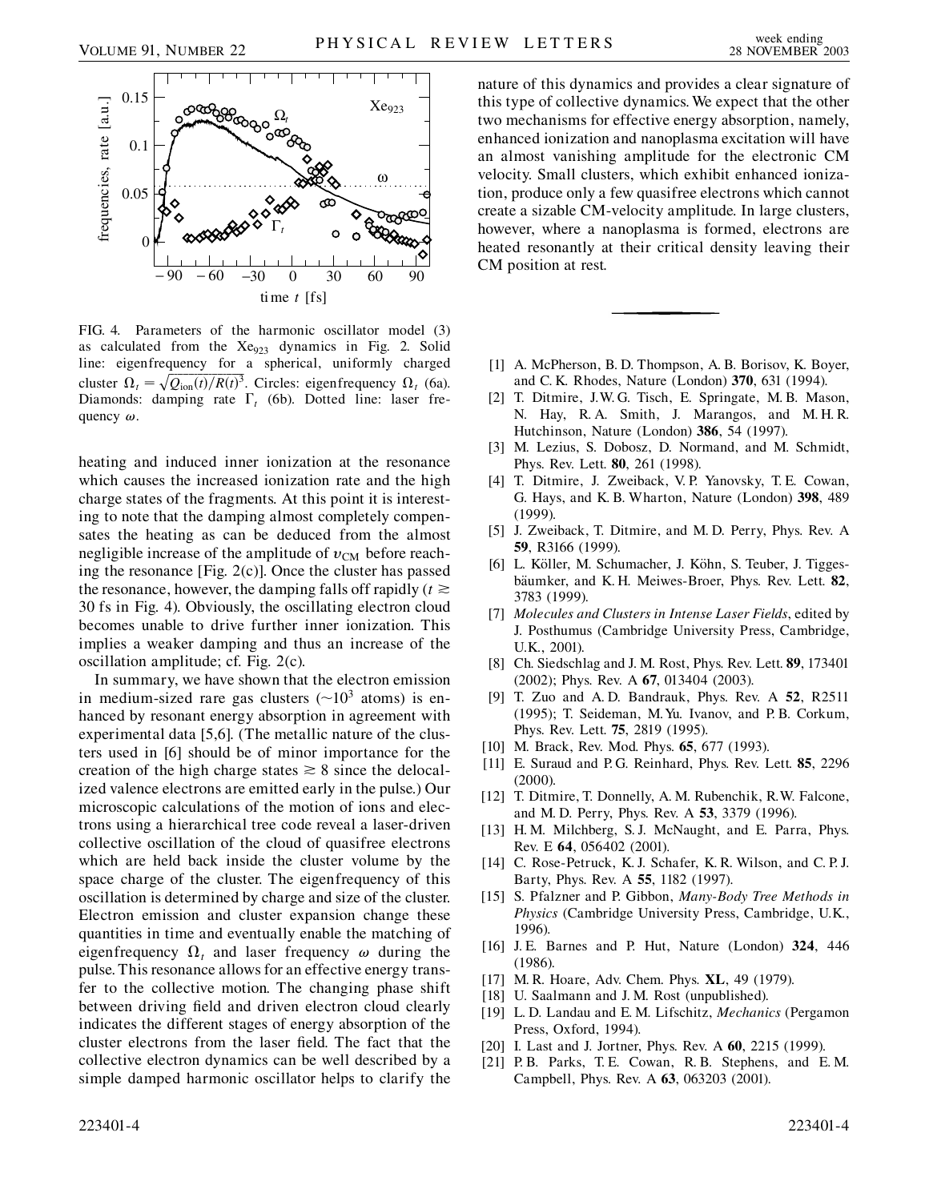frequencies, rate [a.u.]

0.15

0.1

0.05

0

$\Omega_t$

$Xe_{923}$

$\omega$

$\Gamma_t$

– 90 – 60 –30 0 30 60 90

time $t$ [fs]

FIG. 4. Parameters of the harmonic oscillator model (3) as calculated from the $Xe_{923}$ dynamics in Fig. 2. Solid line: eigenfrequency for a spherical, uniformly charged cluster $\Omega_t = \sqrt{Q_{\mathrm{ion}}(t)/R(t)^3}$. Circles: eigenfrequency $\Omega_t$ (6a). Diamonds: damping rate $\Gamma_t$ (6b). Dotted line: laser frequency $\omega$.

heating and induced inner ionization at the resonance which causes the increased ionization rate and the high charge states of the fragments. At this point it is interesting to note that the damping almost completely compensates the heating as can be deduced from the almost negligible increase of the amplitude of $v_{\mathrm{CM}}$ before reaching the resonance [Fig. 2(c)]. Once the cluster has passed the resonance, however, the damping falls off rapidly ($t \gtrsim 30$ fs in Fig. 4). Obviously, the oscillating electron cloud becomes unable to drive further inner ionization. This implies a weaker damping and thus an increase of the oscillation amplitude; cf. Fig. 2(c).

In summary, we have shown that the electron emission in medium-sized rare gas clusters ($\sim 10^3$ atoms) is enhanced by resonant energy absorption in agreement with experimental data [5,6]. (The metallic nature of the clusters used in [6] should be of minor importance for the creation of the high charge states $\gtrsim 8$ since the delocalized valence electrons are emitted early in the pulse.) Our microscopic calculations of the motion of ions and electrons using a hierarchical tree code reveal a laser-driven collective oscillation of the cloud of quasifree electrons which are held back inside the cluster volume by the space charge of the cluster. The eigenfrequency of this oscillation is determined by charge and size of the cluster. Electron emission and cluster expansion change these quantities in time and eventually enable the matching of eigenfrequency $\Omega_t$ and laser frequency $\omega$ during the pulse. This resonance allows for an effective energy transfer to the collective motion. The changing phase shift between driving field and driven electron cloud clearly indicates the different stages of energy absorption of the cluster electrons from the laser field. The fact that the collective electron dynamics can be well described by a simple damped harmonic oscillator helps to clarify the nature of this dynamics and provides a clear signature of this type of collective dynamics. We expect that the other two mechanisms for effective energy absorption, namely, enhanced ionization and nanoplasma excitation will have an almost vanishing amplitude for the electronic CM velocity. Small clusters, which exhibit enhanced ionization, produce only a few quasifree electrons which cannot create a sizable CM-velocity amplitude. In large clusters, however, where a nanoplasma is formed, electrons are heated resonantly at their critical density leaving their CM position at rest.

---

[1] A. McPherson, B. D. Thompson, A. B. Borisov, K. Boyer, and C. K. Rhodes, Nature (London) **370**, 631 (1994).

[2] T. Ditmire, J.W. G. Tisch, E. Springate, M. B. Mason, N. Hay, R. A. Smith, J. Marangos, and M. H. R. Hutchinson, Nature (London) **386**, 54 (1997).

[3] M. Lezius, S. Dobosz, D. Normand, and M. Schmidt, Phys. Rev. Lett. **80**, 261 (1998).

[4] T. Ditmire, J. Zweiback, V. P. Yanovsky, T. E. Cowan, G. Hays, and K. B. Wharton, Nature (London) **398**, 489 (1999).

[5] J. Zweiback, T. Ditmire, and M. D. Perry, Phys. Rev. A **59**, R3166 (1999).

[6] L. Köller, M. Schumacher, J. Köhn, S. Teuber, J. Tiggesbäumker, and K. H. Meiwes-Broer, Phys. Rev. Lett. **82**, 3783 (1999).

[7] *Molecules and Clusters in Intense Laser Fields*, edited by J. Posthumus (Cambridge University Press, Cambridge, U.K., 2001).

[8] Ch. Siedschlag and J. M. Rost, Phys. Rev. Lett. **89**, 173401 (2002); Phys. Rev. A **67**, 013404 (2003).

[9] T. Zuo and A. D. Bandrauk, Phys. Rev. A **52**, R2511 (1995); T. Seideman, M. Yu. Ivanov, and P. B. Corkum, Phys. Rev. Lett. **75**, 2819 (1995).

[10] M. Brack, Rev. Mod. Phys. **65**, 677 (1993).

[11] E. Suraud and P. G. Reinhard, Phys. Rev. Lett. **85**, 2296 (2000).

[12] T. Ditmire, T. Donnelly, A. M. Rubenchik, R.W. Falcone, and M. D. Perry, Phys. Rev. A **53**, 3379 (1996).

[13] H. M. Milchberg, S. J. McNaught, and E. Parra, Phys. Rev. E **64**, 056402 (2001).

[14] C. Rose-Petruck, K. J. Schafer, K. R. Wilson, and C. P. J. Barty, Phys. Rev. A **55**, 1182 (1997).

[15] S. Pfalzner and P. Gibbon, *Many-Body Tree Methods in Physics* (Cambridge University Press, Cambridge, U.K., 1996).

[16] J. E. Barnes and P. Hut, Nature (London) **324**, 446 (1986).

[17] M. R. Hoare, Adv. Chem. Phys. **XL**, 49 (1979).

[18] U. Saalmann and J. M. Rost (unpublished).

[19] L. D. Landau and E. M. Lifschitz, *Mechanics* (Pergamon Press, Oxford, 1994).

[20] I. Last and J. Jortner, Phys. Rev. A **60**, 2215 (1999).

[21] P. B. Parks, T. E. Cowan, R. B. Stephens, and E. M. Campbell, Phys. Rev. A **63**, 063203 (2001).